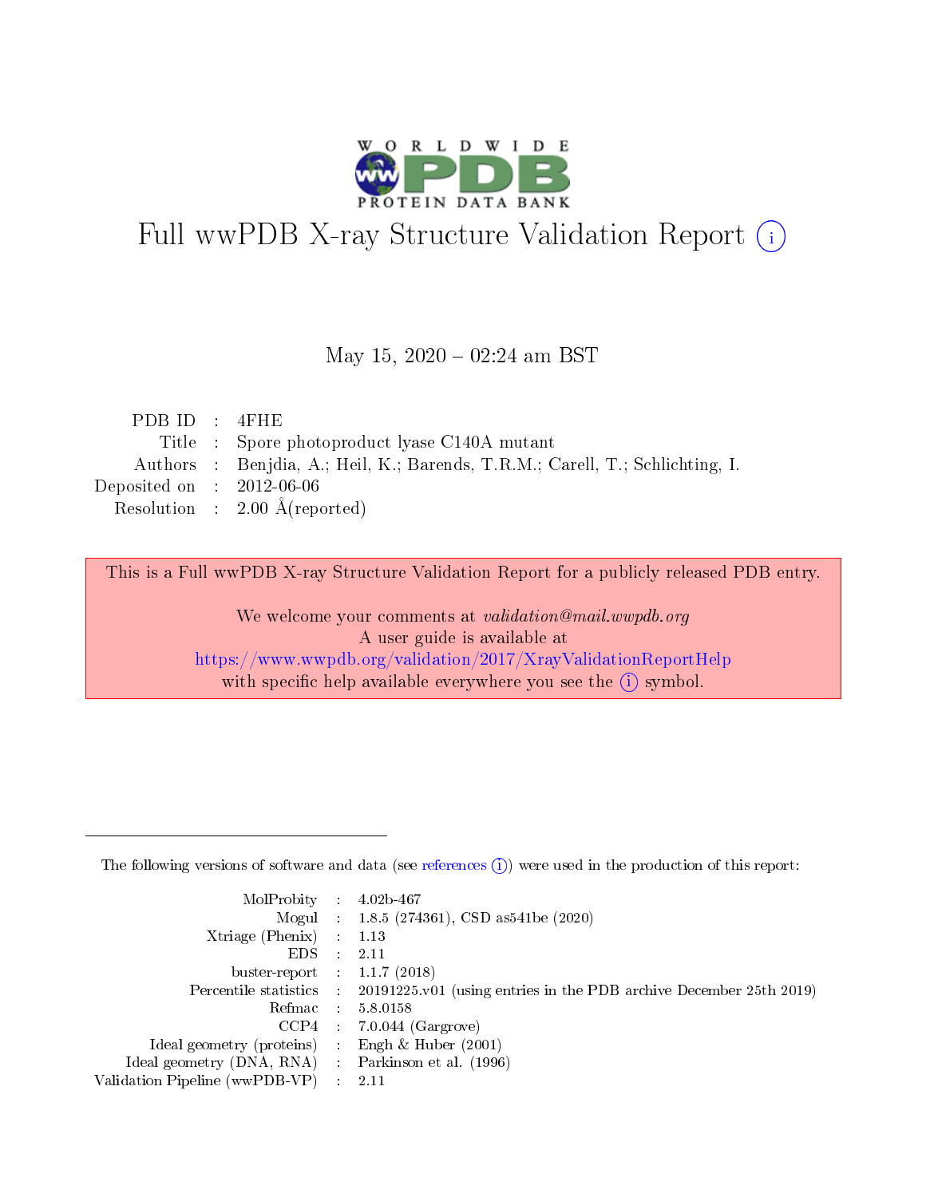# Full wwPDB X-ray Structure Validation Report (i)

May 15, 2020 – 02:24 am BST

| | | |
|---|---|---|
| PDB ID | : | 4FHE |
| Title | : | Spore photoproduct lyase C140A mutant |
| Authors | : | Benjdia, A.; Heil, K.; Barends, T.R.M.; Carell, T.; Schlichting, I. |
| Deposited on | : | 2012-06-06 |
| Resolution | : | 2.00 Å(reported) |

This is a Full wwPDB X-ray Structure Validation Report for a publicly released PDB entry.

We welcome your comments at *validation@mail.wwpdb.org*
A user guide is available at
https://www.wwpdb.org/validation/2017/XrayValidationReportHelp
with specific help available everywhere you see the (i) symbol.

The following versions of software and data (see references (i)) were used in the production of this report:

| | | |
|---|---|---|
| MolProbity | : | 4.02b-467 |
| Mogul | : | 1.8.5 (274361), CSD as541be (2020) |
| Xtriage (Phenix) | : | 1.13 |
| EDS | : | 2.11 |
| buster-report | : | 1.1.7 (2018) |
| Percentile statistics | : | 20191225.v01 (using entries in the PDB archive December 25th 2019) |
| Refmac | : | 5.8.0158 |
| CCP4 | : | 7.0.044 (Gargrove) |
| Ideal geometry (proteins) | : | Engh & Huber (2001) |
| Ideal geometry (DNA, RNA) | : | Parkinson et al. (1996) |
| Validation Pipeline (wwPDB-VP) | : | 2.11 |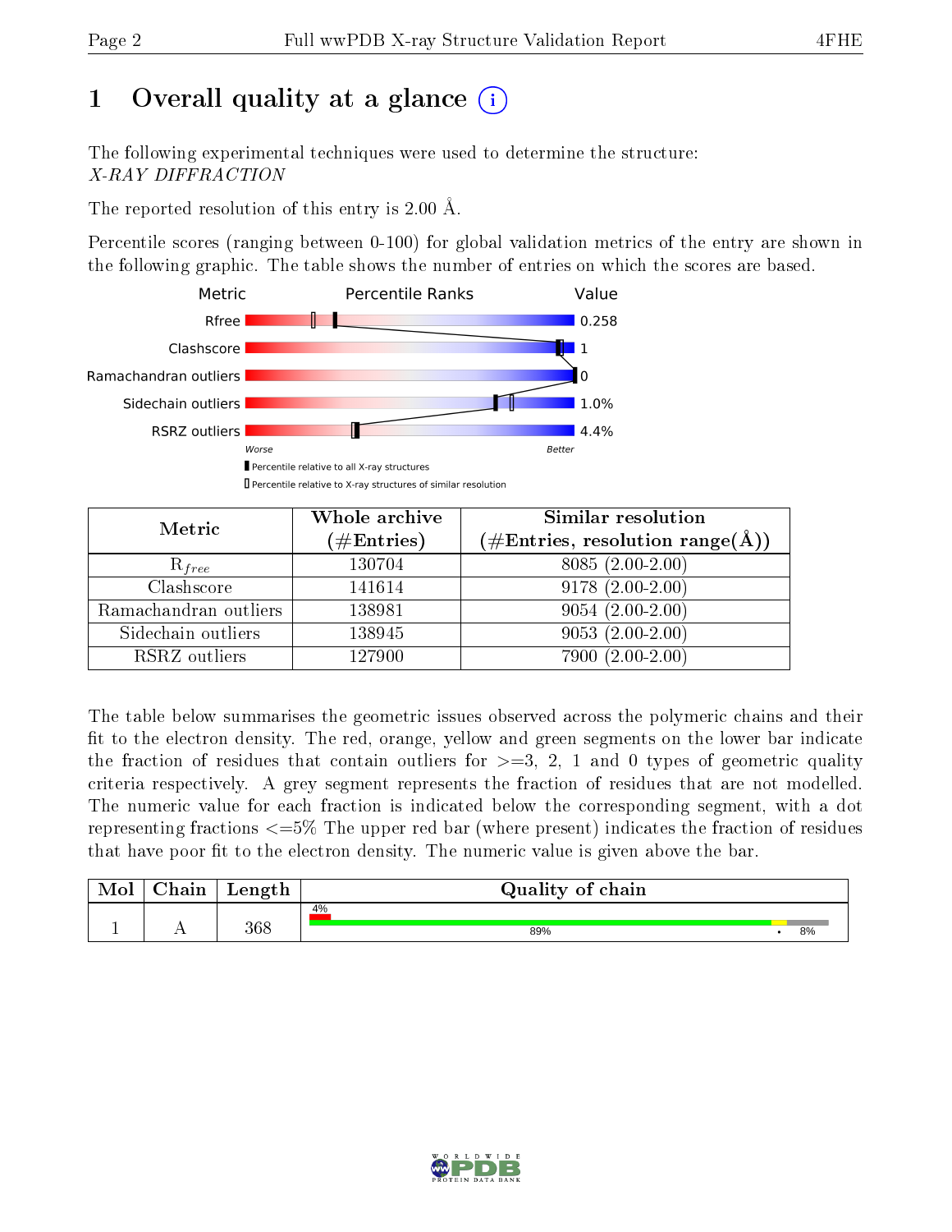# 1 Overall quality at a glance

The following experimental techniques were used to determine the structure:
*X-RAY DIFFRACTION*

The reported resolution of this entry is 2.00 Å.

Percentile scores (ranging between 0-100) for global validation metrics of the entry are shown in the following graphic. The table shows the number of entries on which the scores are based.

| Metric | Value |
|---|---|
| Rfree | 0.258 |
| Clashscore | 1 |
| Ramachandran outliers | 0 |
| Sidechain outliers | 1.0% |
| RSRZ outliers | 4.4% |

Worse — Better

▮ Percentile relative to all X-ray structures
▯ Percentile relative to X-ray structures of similar resolution

| Metric | Whole archive (#Entries) | Similar resolution (#Entries, resolution range(Å)) |
|---|---|---|
| $R_{free}$ | 130704 | 8085 (2.00-2.00) |
| Clashscore | 141614 | 9178 (2.00-2.00) |
| Ramachandran outliers | 138981 | 9054 (2.00-2.00) |
| Sidechain outliers | 138945 | 9053 (2.00-2.00) |
| RSRZ outliers | 127900 | 7900 (2.00-2.00) |

The table below summarises the geometric issues observed across the polymeric chains and their fit to the electron density. The red, orange, yellow and green segments on the lower bar indicate the fraction of residues that contain outliers for >=3, 2, 1 and 0 types of geometric quality criteria respectively. A grey segment represents the fraction of residues that are not modelled. The numeric value for each fraction is indicated below the corresponding segment, with a dot representing fractions <=5% The upper red bar (where present) indicates the fraction of residues that have poor fit to the electron density. The numeric value is given above the bar.

| Mol | Chain | Length | Quality of chain |
|---|---|---|---|
| 1 | A | 368 | 4% (poor fit); 89% • 8% |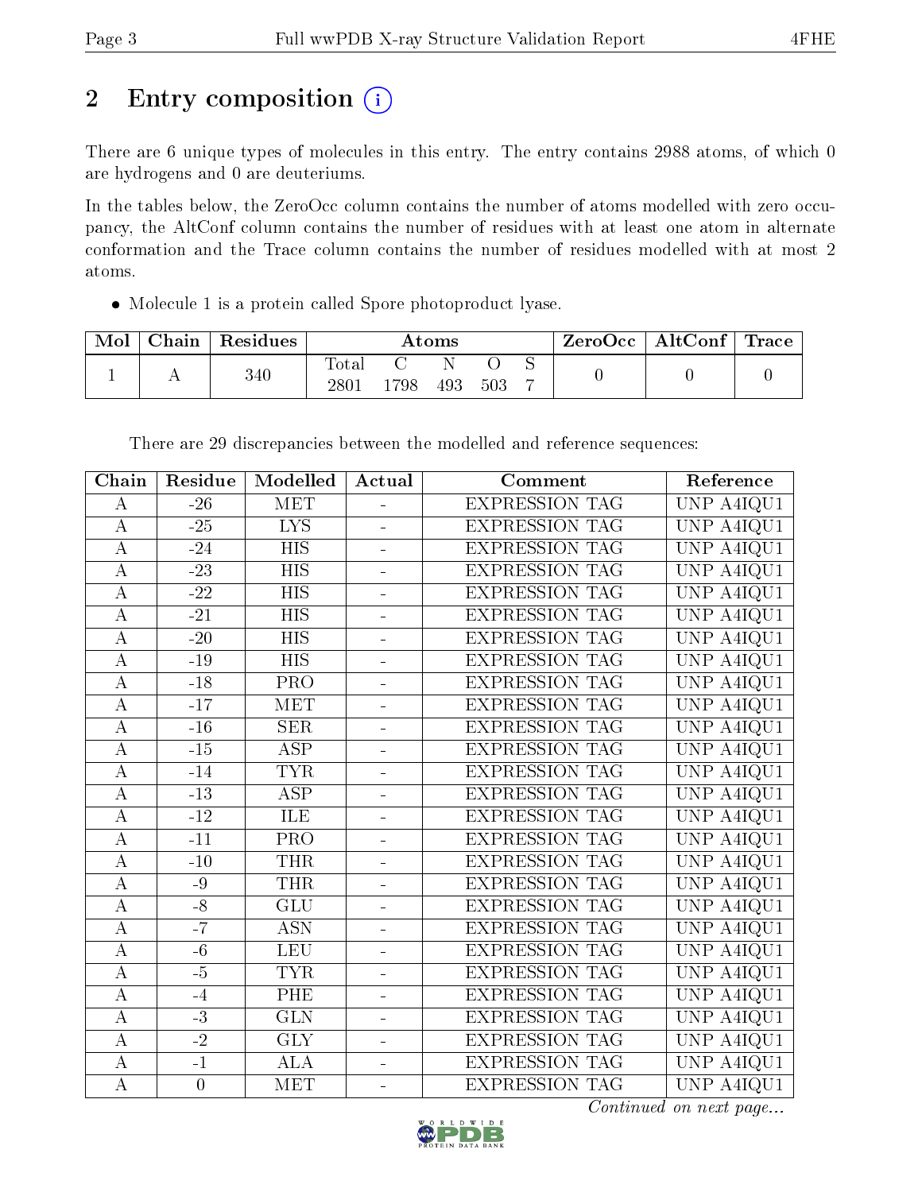## 2 Entry composition

There are 6 unique types of molecules in this entry. The entry contains 2988 atoms, of which 0 are hydrogens and 0 are deuteriums.

In the tables below, the ZeroOcc column contains the number of atoms modelled with zero occupancy, the AltConf column contains the number of residues with at least one atom in alternate conformation and the Trace column contains the number of residues modelled with at most 2 atoms.

- Molecule 1 is a protein called Spore photoproduct lyase.

| Mol | Chain | Residues | Atoms | | | | | ZeroOcc | AltConf | Trace |
|---|---|---|---|---|---|---|---|---|---|---|
| | | | Total | C | N | O | S | | | |
| 1 | A | 340 | 2801 | 1798 | 493 | 503 | 7 | 0 | 0 | 0 |

There are 29 discrepancies between the modelled and reference sequences:

| Chain | Residue | Modelled | Actual | Comment | Reference |
|---|---|---|---|---|---|
| A | -26 | MET | - | EXPRESSION TAG | UNP A4IQU1 |
| A | -25 | LYS | - | EXPRESSION TAG | UNP A4IQU1 |
| A | -24 | HIS | - | EXPRESSION TAG | UNP A4IQU1 |
| A | -23 | HIS | - | EXPRESSION TAG | UNP A4IQU1 |
| A | -22 | HIS | - | EXPRESSION TAG | UNP A4IQU1 |
| A | -21 | HIS | - | EXPRESSION TAG | UNP A4IQU1 |
| A | -20 | HIS | - | EXPRESSION TAG | UNP A4IQU1 |
| A | -19 | HIS | - | EXPRESSION TAG | UNP A4IQU1 |
| A | -18 | PRO | - | EXPRESSION TAG | UNP A4IQU1 |
| A | -17 | MET | - | EXPRESSION TAG | UNP A4IQU1 |
| A | -16 | SER | - | EXPRESSION TAG | UNP A4IQU1 |
| A | -15 | ASP | - | EXPRESSION TAG | UNP A4IQU1 |
| A | -14 | TYR | - | EXPRESSION TAG | UNP A4IQU1 |
| A | -13 | ASP | - | EXPRESSION TAG | UNP A4IQU1 |
| A | -12 | ILE | - | EXPRESSION TAG | UNP A4IQU1 |
| A | -11 | PRO | - | EXPRESSION TAG | UNP A4IQU1 |
| A | -10 | THR | - | EXPRESSION TAG | UNP A4IQU1 |
| A | -9 | THR | - | EXPRESSION TAG | UNP A4IQU1 |
| A | -8 | GLU | - | EXPRESSION TAG | UNP A4IQU1 |
| A | -7 | ASN | - | EXPRESSION TAG | UNP A4IQU1 |
| A | -6 | LEU | - | EXPRESSION TAG | UNP A4IQU1 |
| A | -5 | TYR | - | EXPRESSION TAG | UNP A4IQU1 |
| A | -4 | PHE | - | EXPRESSION TAG | UNP A4IQU1 |
| A | -3 | GLN | - | EXPRESSION TAG | UNP A4IQU1 |
| A | -2 | GLY | - | EXPRESSION TAG | UNP A4IQU1 |
| A | -1 | ALA | - | EXPRESSION TAG | UNP A4IQU1 |
| A | 0 | MET | - | EXPRESSION TAG | UNP A4IQU1 |

*Continued on next page...*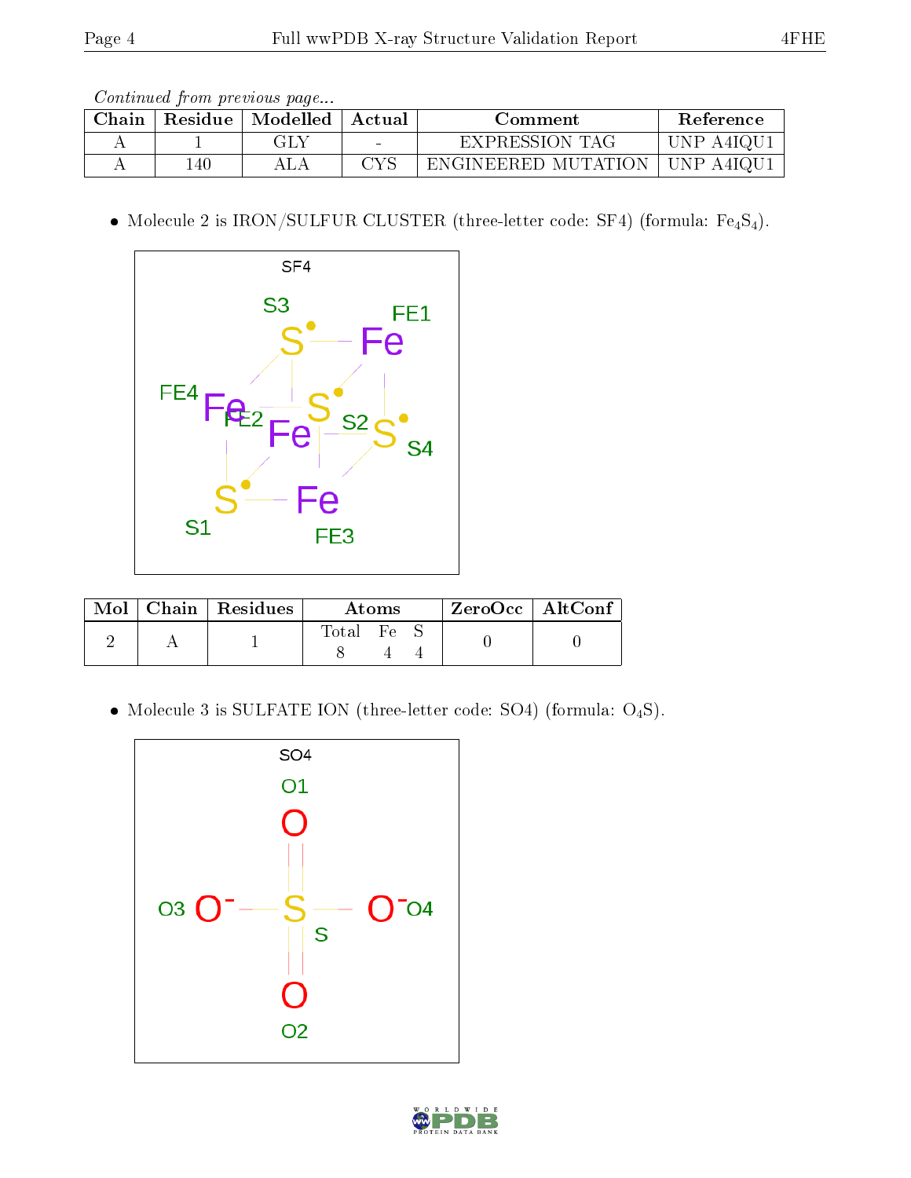*Continued from previous page...*

| Chain | Residue | Modelled | Actual | Comment | Reference |
|---|---|---|---|---|---|
| A | 1 | GLY | - | EXPRESSION TAG | UNP A4IQU1 |
| A | 140 | ALA | CYS | ENGINEERED MUTATION | UNP A4IQU1 |

- Molecule 2 is IRON/SULFUR CLUSTER (three-letter code: SF4) (formula: $Fe_4S_4$).

| Mol | Chain | Residues | Atoms | | | ZeroOcc | AltConf |
|---|---|---|---|---|---|---|---|
| | | | Total | Fe | S | | |
| 2 | A | 1 | 8 | 4 | 4 | 0 | 0 |

- Molecule 3 is SULFATE ION (three-letter code: SO4) (formula: $O_4S$).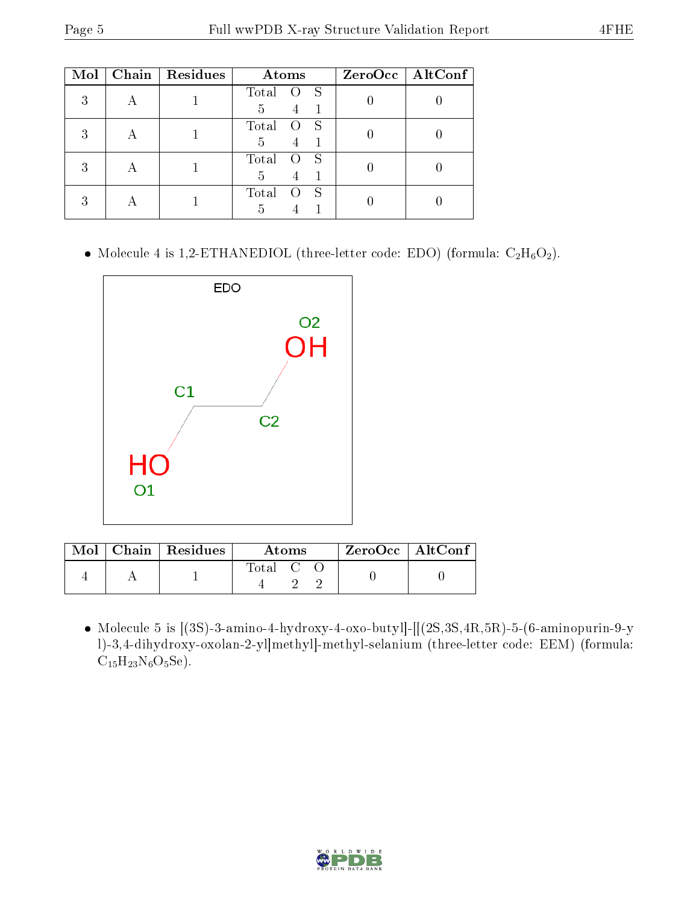| Mol | Chain | Residues | Atoms | | | ZeroOcc | AltConf |
|---|---|---|---|---|---|---|---|
| | | | Total | O | S | | |
| 3 | A | 1 | 5 | 4 | 1 | 0 | 0 |
| 3 | A | 1 | 5 | 4 | 1 | 0 | 0 |
| 3 | A | 1 | 5 | 4 | 1 | 0 | 0 |
| 3 | A | 1 | 5 | 4 | 1 | 0 | 0 |

- Molecule 4 is 1,2-ETHANEDIOL (three-letter code: EDO) (formula: $C_2H_6O_2$).

| Mol | Chain | Residues | Atoms | | | ZeroOcc | AltConf |
|---|---|---|---|---|---|---|---|
| | | | Total | C | O | | |
| 4 | A | 1 | 4 | 2 | 2 | 0 | 0 |

- Molecule 5 is [(3S)-3-amino-4-hydroxy-4-oxo-butyl]-[[(2S,3S,4R,5R)-5-(6-aminopurin-9-yl)-3,4-dihydroxy-oxolan-2-yl]methyl]-methyl-selanium (three-letter code: EEM) (formula: $C_{15}H_{23}N_6O_5Se$).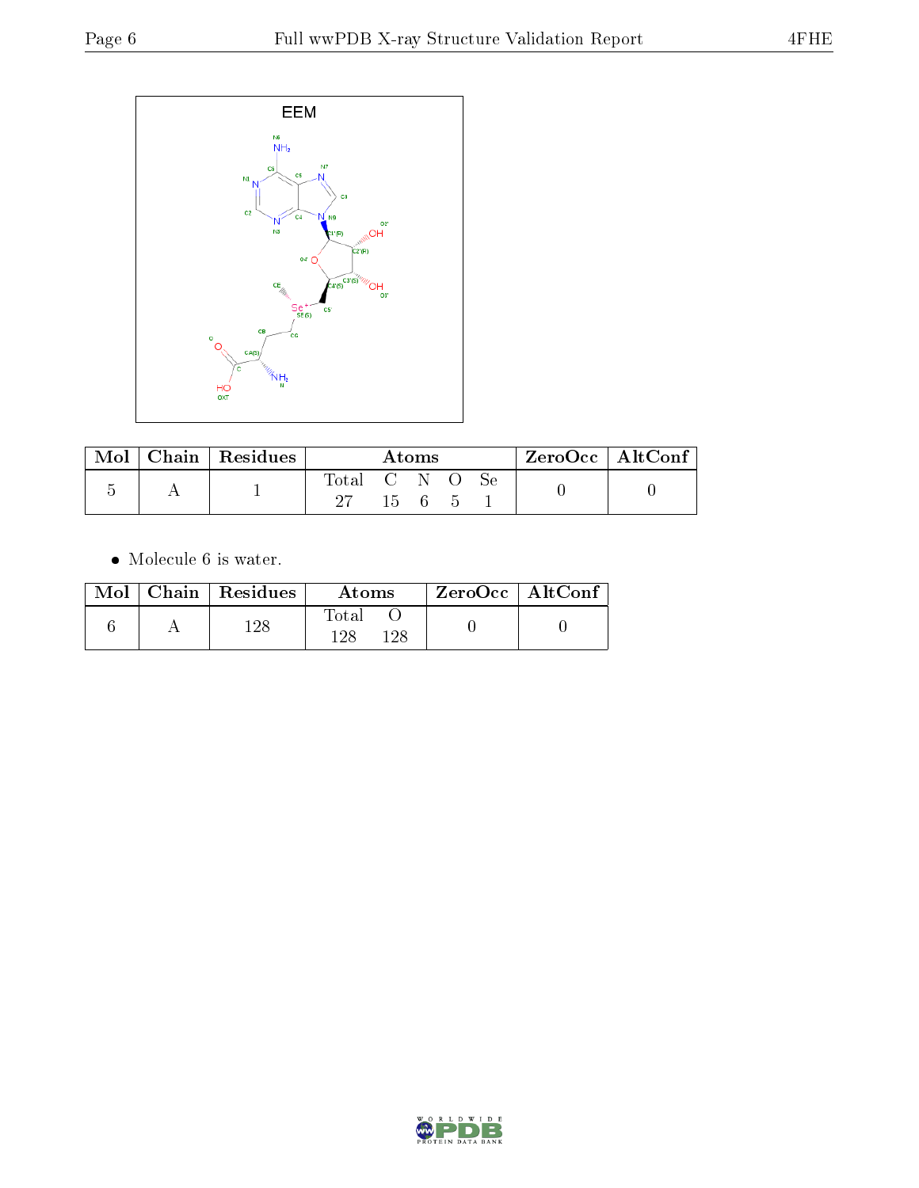EEM

| Mol | Chain | Residues | Atoms | | | | | ZeroOcc | AltConf |
|---|---|---|---|---|---|---|---|---|---|
| | | | Total | C | N | O | Se | | |
| 5 | A | 1 | 27 | 15 | 6 | 5 | 1 | 0 | 0 |

- Molecule 6 is water.

| Mol | Chain | Residues | Atoms | | ZeroOcc | AltConf |
|---|---|---|---|---|---|---|
| | | | Total | O | | |
| 6 | A | 128 | 128 | 128 | 0 | 0 |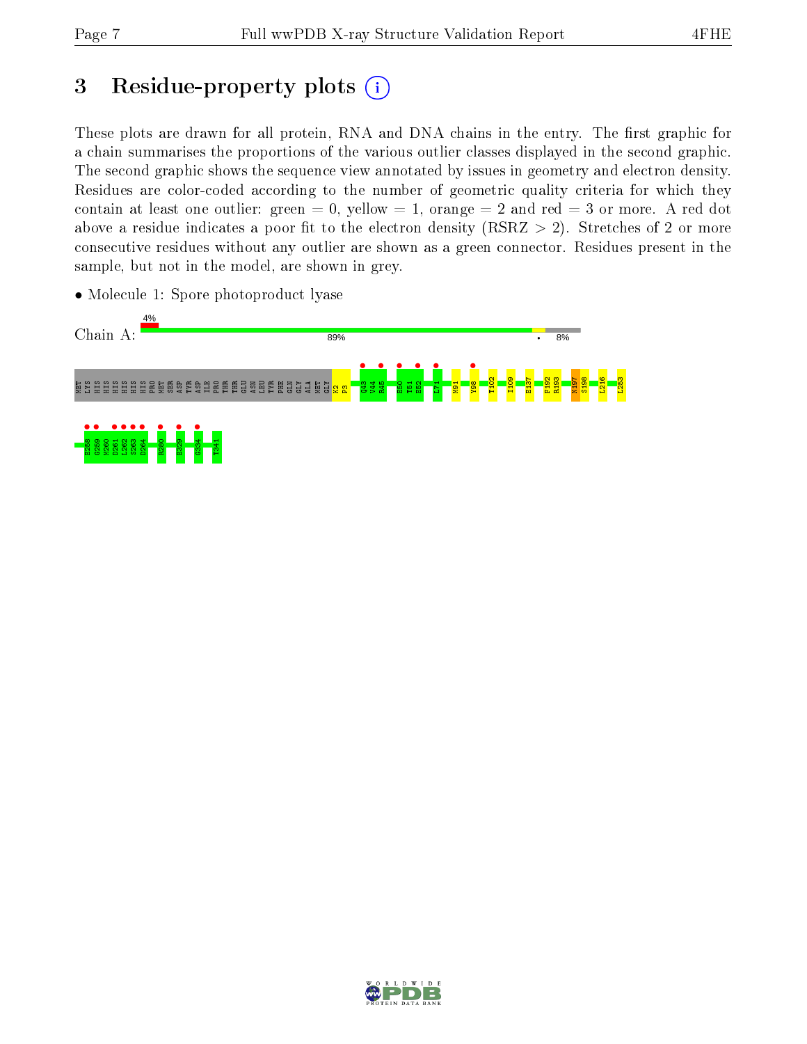# 3 Residue-property plots

These plots are drawn for all protein, RNA and DNA chains in the entry. The first graphic for a chain summarises the proportions of the various outlier classes displayed in the second graphic. The second graphic shows the sequence view annotated by issues in geometry and electron density. Residues are color-coded according to the number of geometric quality criteria for which they contain at least one outlier: green = 0, yellow = 1, orange = 2 and red = 3 or more. A red dot above a residue indicates a poor fit to the electron density (RSRZ > 2). Stretches of 2 or more consecutive residues without any outlier are shown as a green connector. Residues present in the sample, but not in the model, are shown in grey.

- Molecule 1: Spore photoproduct lyase

Chain A: 4% | 89% | • | 8%

MET LYS HIS HIS HIS HIS HIS HIS PRO MET SER ASP TYR ASP ILE PRO THR THR GLU ASN LEU TYR PHE GLN GLY ALA MET GLY K2 P3 Q43 V44 R45 E50 T51 E52 L71 M91 Y98 T102 I109 E137 F192 R193 N197 S198 L216 L253

E258 G259 M260 D261 L262 S263 D264 R280 E329 G334 T341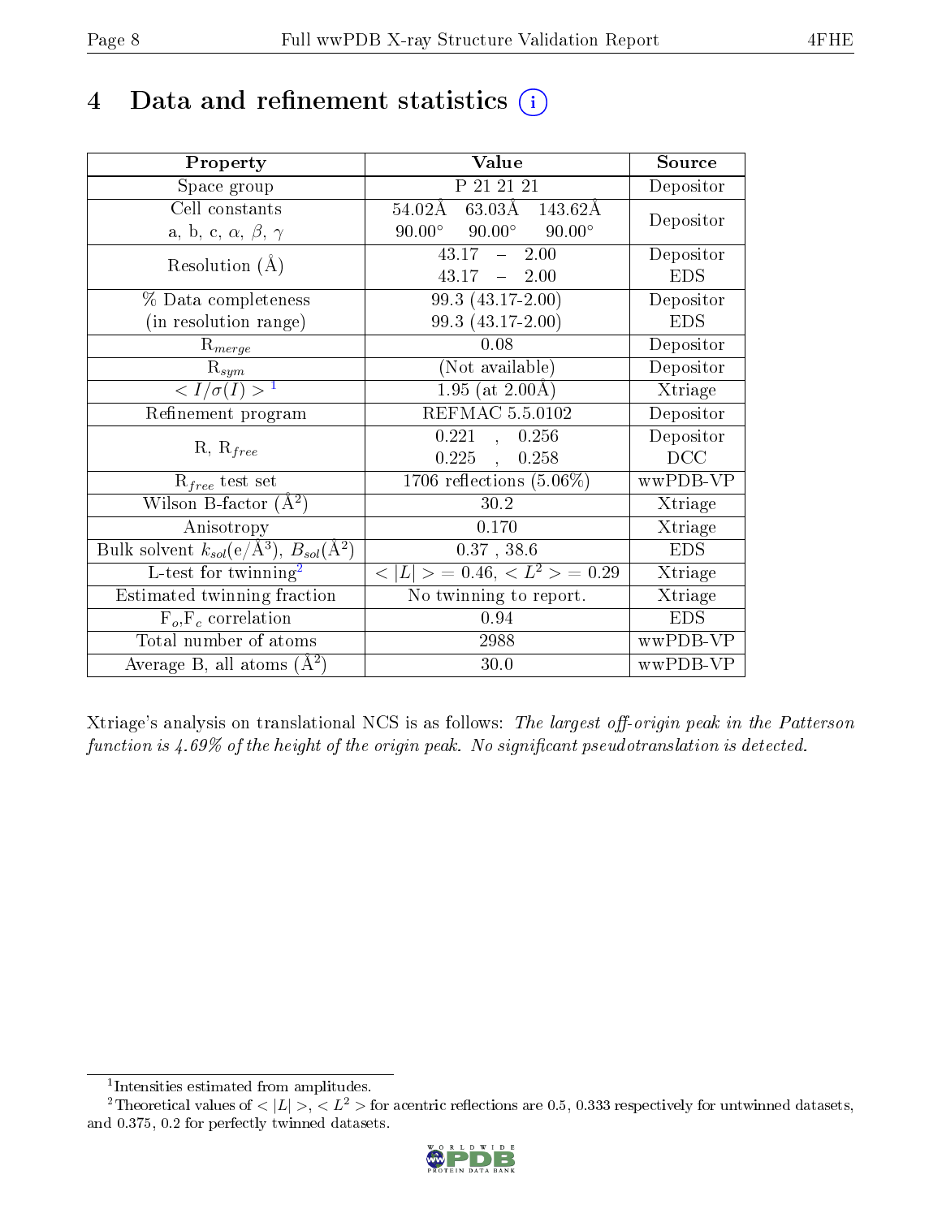# 4 Data and refinement statistics (i)

| Property | Value | Source |
|---|---|---|
| Space group | P 21 21 21 | Depositor |
| Cell constants<br>a, b, c, $\alpha$, $\beta$, $\gamma$ | 54.02Å 63.03Å 143.62Å<br>90.00° 90.00° 90.00° | Depositor |
| Resolution (Å) | 43.17 – 2.00<br>43.17 – 2.00 | Depositor<br>EDS |
| % Data completeness<br>(in resolution range) | 99.3 (43.17-2.00)<br>99.3 (43.17-2.00) | Depositor<br>EDS |
| $R_{merge}$ | 0.08 | Depositor |
| $R_{sym}$ | (Not available) | Depositor |
| $< I/\sigma(I) >$ [1] | 1.95 (at 2.00Å) | Xtriage |
| Refinement program | REFMAC 5.5.0102 | Depositor |
| R, $R_{free}$ | 0.221 , 0.256<br>0.225 , 0.258 | Depositor<br>DCC |
| $R_{free}$ test set | 1706 reflections (5.06%) | wwPDB-VP |
| Wilson B-factor (Å$^2$) | 30.2 | Xtriage |
| Anisotropy | 0.170 | Xtriage |
| Bulk solvent $k_{sol}$(e/Å$^3$), $B_{sol}$(Å$^2$) | 0.37 , 38.6 | EDS |
| L-test for twinning[2] | $< \|L\| >$ = 0.46, $< L^2 >$ = 0.29 | Xtriage |
| Estimated twinning fraction | No twinning to report. | Xtriage |
| $F_o$,$F_c$ correlation | 0.94 | EDS |
| Total number of atoms | 2988 | wwPDB-VP |
| Average B, all atoms (Å$^2$) | 30.0 | wwPDB-VP |

Xtriage's analysis on translational NCS is as follows: *The largest off-origin peak in the Patterson function is 4.69% of the height of the origin peak. No significant pseudotranslation is detected.*

[1] Intensities estimated from amplitudes.

[2] Theoretical values of $< |L| >$, $< L^2 >$ for acentric reflections are 0.5, 0.333 respectively for untwinned datasets, and 0.375, 0.2 for perfectly twinned datasets.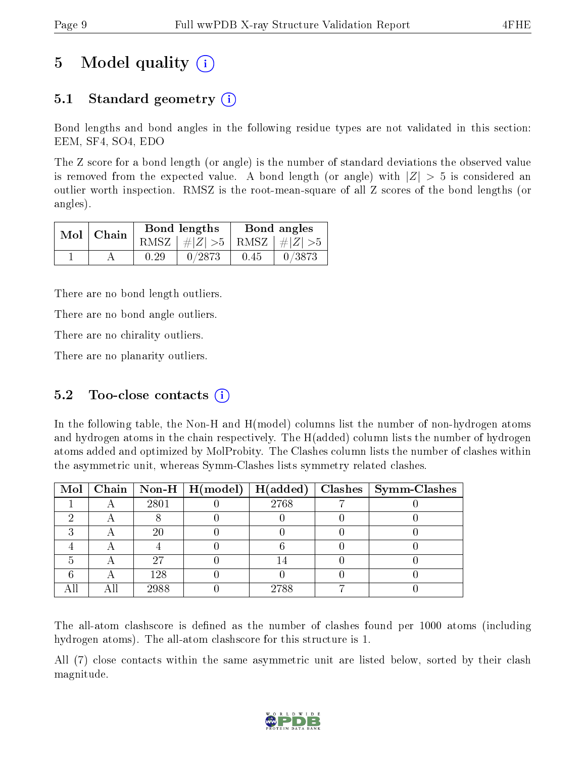# 5 Model quality

## 5.1 Standard geometry

Bond lengths and bond angles in the following residue types are not validated in this section: EEM, SF4, SO4, EDO

The Z score for a bond length (or angle) is the number of standard deviations the observed value is removed from the expected value. A bond length (or angle) with $|Z| > 5$ is considered an outlier worth inspection. RMSZ is the root-mean-square of all Z scores of the bond lengths (or angles).

| Mol | Chain | Bond lengths | | Bond angles | |
|---|---|---|---|---|---|
| | | RMSZ | $\#|Z| > 5$ | RMSZ | $\#|Z| > 5$ |
| 1 | A | 0.29 | 0/2873 | 0.45 | 0/3873 |

There are no bond length outliers.

There are no bond angle outliers.

There are no chirality outliers.

There are no planarity outliers.

## 5.2 Too-close contacts

In the following table, the Non-H and H(model) columns list the number of non-hydrogen atoms and hydrogen atoms in the chain respectively. The H(added) column lists the number of hydrogen atoms added and optimized by MolProbity. The Clashes column lists the number of clashes within the asymmetric unit, whereas Symm-Clashes lists symmetry related clashes.

| Mol | Chain | Non-H | H(model) | H(added) | Clashes | Symm-Clashes |
|---|---|---|---|---|---|---|
| 1 | A | 2801 | 0 | 2768 | 7 | 0 |
| 2 | A | 8 | 0 | 0 | 0 | 0 |
| 3 | A | 20 | 0 | 0 | 0 | 0 |
| 4 | A | 4 | 0 | 6 | 0 | 0 |
| 5 | A | 27 | 0 | 14 | 0 | 0 |
| 6 | A | 128 | 0 | 0 | 0 | 0 |
| All | All | 2988 | 0 | 2788 | 7 | 0 |

The all-atom clashscore is defined as the number of clashes found per 1000 atoms (including hydrogen atoms). The all-atom clashscore for this structure is 1.

All (7) close contacts within the same asymmetric unit are listed below, sorted by their clash magnitude.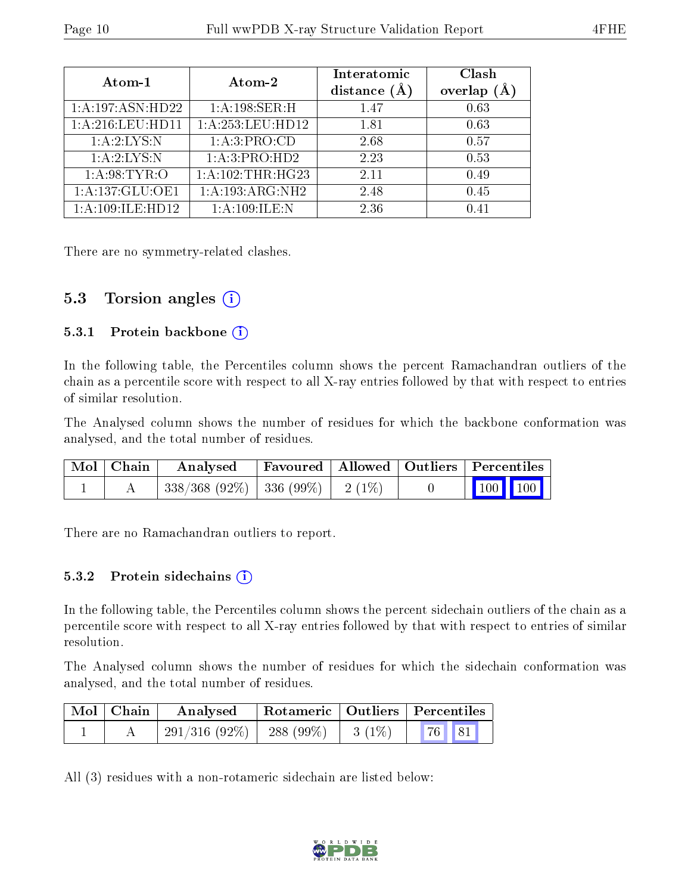| Atom-1 | Atom-2 | Interatomic distance (Å) | Clash overlap (Å) |
|---|---|---|---|
| 1:A:197:ASN:HD22 | 1:A:198:SER:H | 1.47 | 0.63 |
| 1:A:216:LEU:HD11 | 1:A:253:LEU:HD12 | 1.81 | 0.63 |
| 1:A:2:LYS:N | 1:A:3:PRO:CD | 2.68 | 0.57 |
| 1:A:2:LYS:N | 1:A:3:PRO:HD2 | 2.23 | 0.53 |
| 1:A:98:TYR:O | 1:A:102:THR:HG23 | 2.11 | 0.49 |
| 1:A:137:GLU:OE1 | 1:A:193:ARG:NH2 | 2.48 | 0.45 |
| 1:A:109:ILE:HD12 | 1:A:109:ILE:N | 2.36 | 0.41 |

There are no symmetry-related clashes.

## 5.3 Torsion angles

### 5.3.1 Protein backbone

In the following table, the Percentiles column shows the percent Ramachandran outliers of the chain as a percentile score with respect to all X-ray entries followed by that with respect to entries of similar resolution.

The Analysed column shows the number of residues for which the backbone conformation was analysed, and the total number of residues.

| Mol | Chain | Analysed | Favoured | Allowed | Outliers | Percentiles | |
|---|---|---|---|---|---|---|---|
| 1 | A | 338/368 (92%) | 336 (99%) | 2 (1%) | 0 | 100 | 100 |

There are no Ramachandran outliers to report.

### 5.3.2 Protein sidechains

In the following table, the Percentiles column shows the percent sidechain outliers of the chain as a percentile score with respect to all X-ray entries followed by that with respect to entries of similar resolution.

The Analysed column shows the number of residues for which the sidechain conformation was analysed, and the total number of residues.

| Mol | Chain | Analysed | Rotameric | Outliers | Percentiles | |
|---|---|---|---|---|---|---|
| 1 | A | 291/316 (92%) | 288 (99%) | 3 (1%) | 76 | 81 |

All (3) residues with a non-rotameric sidechain are listed below: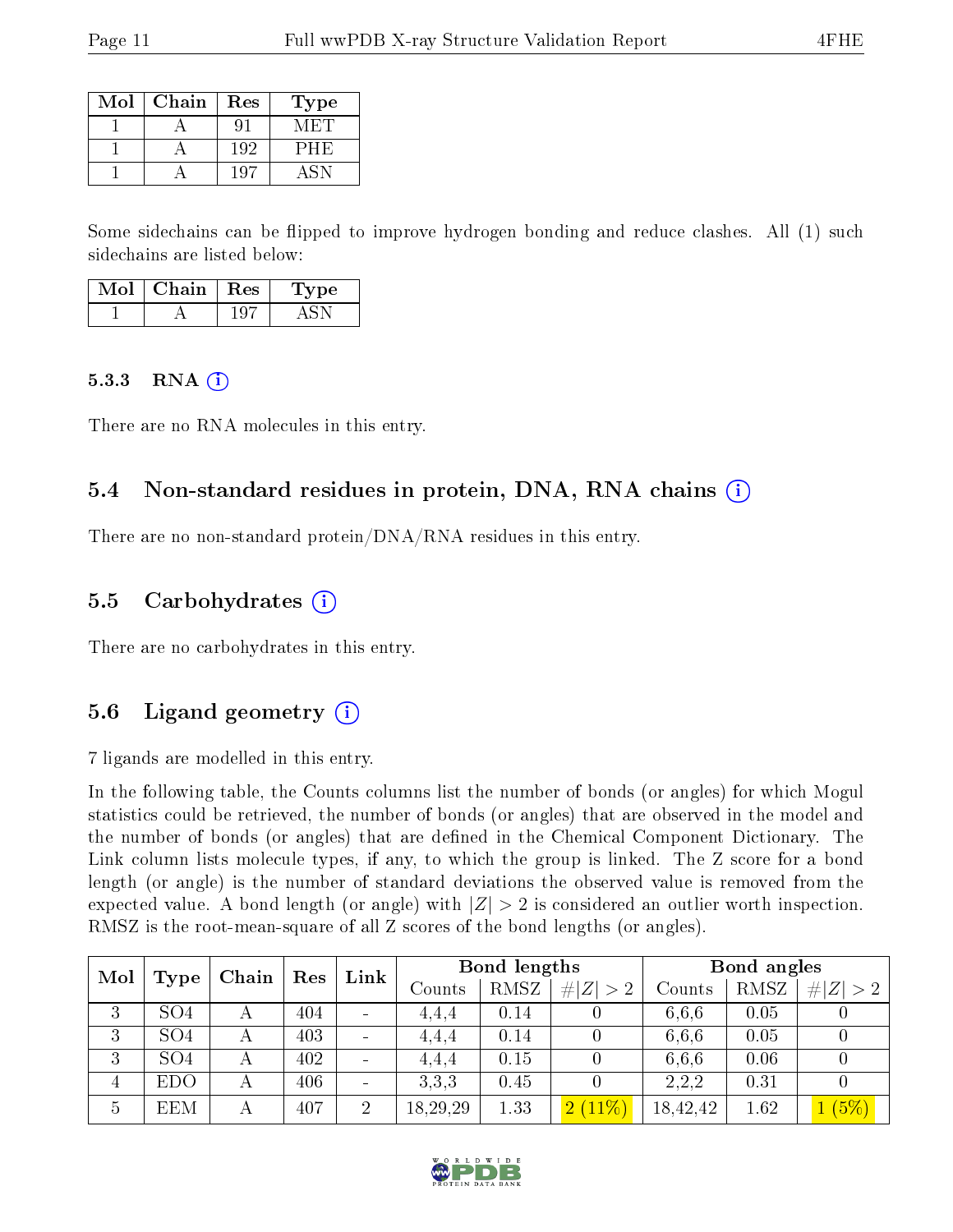| Mol | Chain | Res | Type |
| --- | --- | --- | --- |
| 1 | A | 91 | MET |
| 1 | A | 192 | PHE |
| 1 | A | 197 | ASN |

Some sidechains can be flipped to improve hydrogen bonding and reduce clashes. All (1) such sidechains are listed below:

| Mol | Chain | Res | Type |
| --- | --- | --- | --- |
| 1 | A | 197 | ASN |

### 5.3.3 RNA

There are no RNA molecules in this entry.

## 5.4 Non-standard residues in protein, DNA, RNA chains

There are no non-standard protein/DNA/RNA residues in this entry.

## 5.5 Carbohydrates

There are no carbohydrates in this entry.

## 5.6 Ligand geometry

7 ligands are modelled in this entry.

In the following table, the Counts columns list the number of bonds (or angles) for which Mogul statistics could be retrieved, the number of bonds (or angles) that are observed in the model and the number of bonds (or angles) that are defined in the Chemical Component Dictionary. The Link column lists molecule types, if any, to which the group is linked. The Z score for a bond length (or angle) is the number of standard deviations the observed value is removed from the expected value. A bond length (or angle) with $|Z| > 2$ is considered an outlier worth inspection. RMSZ is the root-mean-square of all Z scores of the bond lengths (or angles).

| Mol | Type | Chain | Res | Link | Bond lengths | | | Bond angles | | |
| --- | --- | --- | --- | --- | --- | --- | --- | --- | --- | --- |
| | | | | | Counts | RMSZ | $\#\|Z\| > 2$ | Counts | RMSZ | $\#\|Z\| > 2$ |
| 3 | SO4 | A | 404 | - | 4,4,4 | 0.14 | 0 | 6,6,6 | 0.05 | 0 |
| 3 | SO4 | A | 403 | - | 4,4,4 | 0.14 | 0 | 6,6,6 | 0.05 | 0 |
| 3 | SO4 | A | 402 | - | 4,4,4 | 0.15 | 0 | 6,6,6 | 0.06 | 0 |
| 4 | EDO | A | 406 | - | 3,3,3 | 0.45 | 0 | 2,2,2 | 0.31 | 0 |
| 5 | EEM | A | 407 | 2 | 18,29,29 | 1.33 | 2 (11%) | 18,42,42 | 1.62 | 1 (5%) |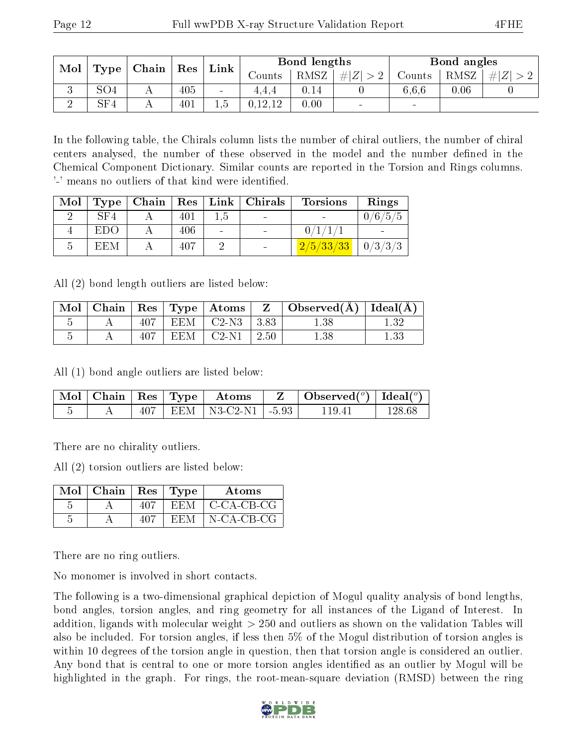| Mol | Type | Chain | Res | Link | Bond lengths | | | Bond angles | | |
|---|---|---|---|---|---|---|---|---|---|---|
| | | | | | Counts | RMSZ | #\|Z\| > 2 | Counts | RMSZ | #\|Z\| > 2 |
| 3 | SO4 | A | 405 | - | 4,4,4 | 0.14 | 0 | 6,6,6 | 0.06 | 0 |
| 2 | SF4 | A | 401 | 1,5 | 0,12,12 | 0.00 | - | - | | |

In the following table, the Chirals column lists the number of chiral outliers, the number of chiral centers analysed, the number of these observed in the model and the number defined in the Chemical Component Dictionary. Similar counts are reported in the Torsion and Rings columns. '-' means no outliers of that kind were identified.

| Mol | Type | Chain | Res | Link | Chirals | Torsions | Rings |
|---|---|---|---|---|---|---|---|
| 2 | SF4 | A | 401 | 1,5 | - | - | 0/6/5/5 |
| 4 | EDO | A | 406 | - | - | 0/1/1/1 | - |
| 5 | EEM | A | 407 | 2 | - | 2/5/33/33 | 0/3/3/3 |

All (2) bond length outliers are listed below:

| Mol | Chain | Res | Type | Atoms | Z | Observed(Å) | Ideal(Å) |
|---|---|---|---|---|---|---|---|
| 5 | A | 407 | EEM | C2-N3 | 3.83 | 1.38 | 1.32 |
| 5 | A | 407 | EEM | C2-N1 | 2.50 | 1.38 | 1.33 |

All (1) bond angle outliers are listed below:

| Mol | Chain | Res | Type | Atoms | Z | Observed(°) | Ideal(°) |
|---|---|---|---|---|---|---|---|
| 5 | A | 407 | EEM | N3-C2-N1 | -5.93 | 119.41 | 128.68 |

There are no chirality outliers.

All (2) torsion outliers are listed below:

| Mol | Chain | Res | Type | Atoms |
|---|---|---|---|---|
| 5 | A | 407 | EEM | C-CA-CB-CG |
| 5 | A | 407 | EEM | N-CA-CB-CG |

There are no ring outliers.

No monomer is involved in short contacts.

The following is a two-dimensional graphical depiction of Mogul quality analysis of bond lengths, bond angles, torsion angles, and ring geometry for all instances of the Ligand of Interest. In addition, ligands with molecular weight > 250 and outliers as shown on the validation Tables will also be included. For torsion angles, if less then 5% of the Mogul distribution of torsion angles is within 10 degrees of the torsion angle in question, then that torsion angle is considered an outlier. Any bond that is central to one or more torsion angles identified as an outlier by Mogul will be highlighted in the graph. For rings, the root-mean-square deviation (RMSD) between the ring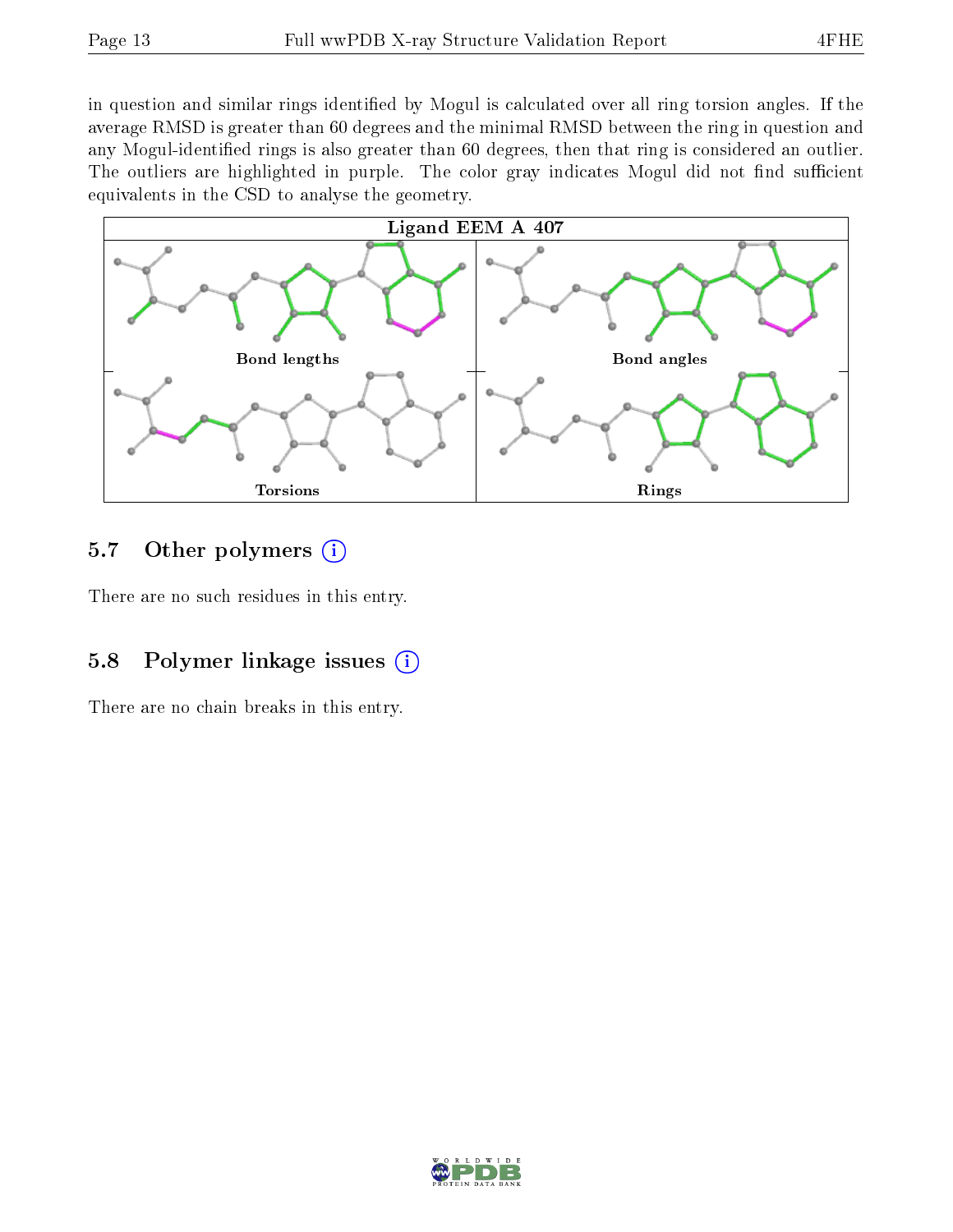in question and similar rings identified by Mogul is calculated over all ring torsion angles. If the average RMSD is greater than 60 degrees and the minimal RMSD between the ring in question and any Mogul-identified rings is also greater than 60 degrees, then that ring is considered an outlier. The outliers are highlighted in purple. The color gray indicates Mogul did not find sufficient equivalents in the CSD to analyse the geometry.

Ligand EEM A 407

Bond lengths

Bond angles

Torsions

Rings

## 5.7 Other polymers

There are no such residues in this entry.

## 5.8 Polymer linkage issues

There are no chain breaks in this entry.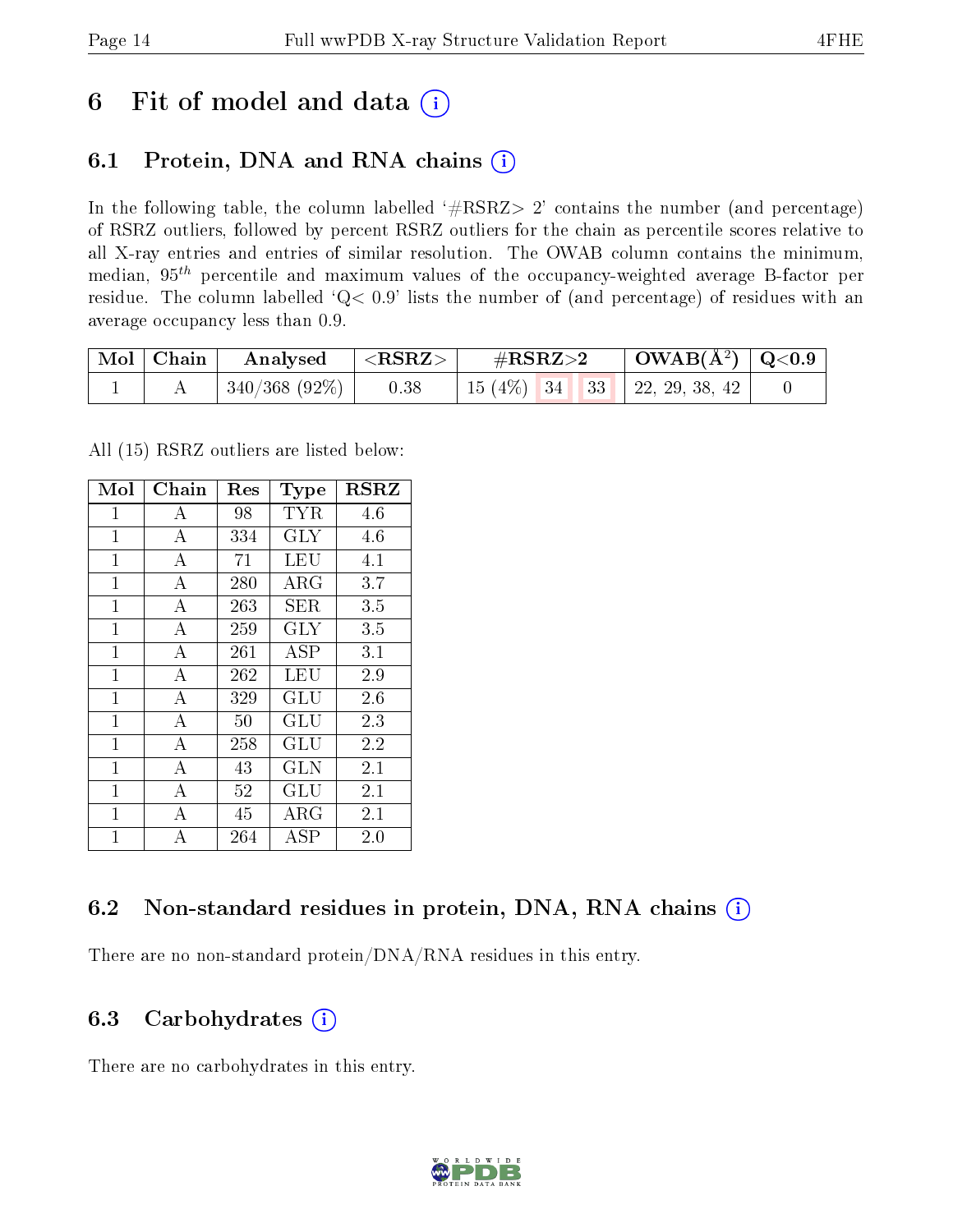# 6 Fit of model and data (i)

## 6.1 Protein, DNA and RNA chains (i)

In the following table, the column labelled '#RSRZ> 2' contains the number (and percentage) of RSRZ outliers, followed by percent RSRZ outliers for the chain as percentile scores relative to all X-ray entries and entries of similar resolution. The OWAB column contains the minimum, median, $95^{th}$ percentile and maximum values of the occupancy-weighted average B-factor per residue. The column labelled 'Q< 0.9' lists the number of (and percentage) of residues with an average occupancy less than 0.9.

| Mol | Chain | Analysed | <RSRZ> | #RSRZ>2 | | | OWAB(Å$^2$) | Q<0.9 |
|---|---|---|---|---|---|---|---|---|
| 1 | A | 340/368 (92%) | 0.38 | 15 (4%) | 34 | 33 | 22, 29, 38, 42 | 0 |

All (15) RSRZ outliers are listed below:

| Mol | Chain | Res | Type | RSRZ |
|---|---|---|---|---|
| 1 | A | 98 | TYR | 4.6 |
| 1 | A | 334 | GLY | 4.6 |
| 1 | A | 71 | LEU | 4.1 |
| 1 | A | 280 | ARG | 3.7 |
| 1 | A | 263 | SER | 3.5 |
| 1 | A | 259 | GLY | 3.5 |
| 1 | A | 261 | ASP | 3.1 |
| 1 | A | 262 | LEU | 2.9 |
| 1 | A | 329 | GLU | 2.6 |
| 1 | A | 50 | GLU | 2.3 |
| 1 | A | 258 | GLU | 2.2 |
| 1 | A | 43 | GLN | 2.1 |
| 1 | A | 52 | GLU | 2.1 |
| 1 | A | 45 | ARG | 2.1 |
| 1 | A | 264 | ASP | 2.0 |

## 6.2 Non-standard residues in protein, DNA, RNA chains (i)

There are no non-standard protein/DNA/RNA residues in this entry.

## 6.3 Carbohydrates (i)

There are no carbohydrates in this entry.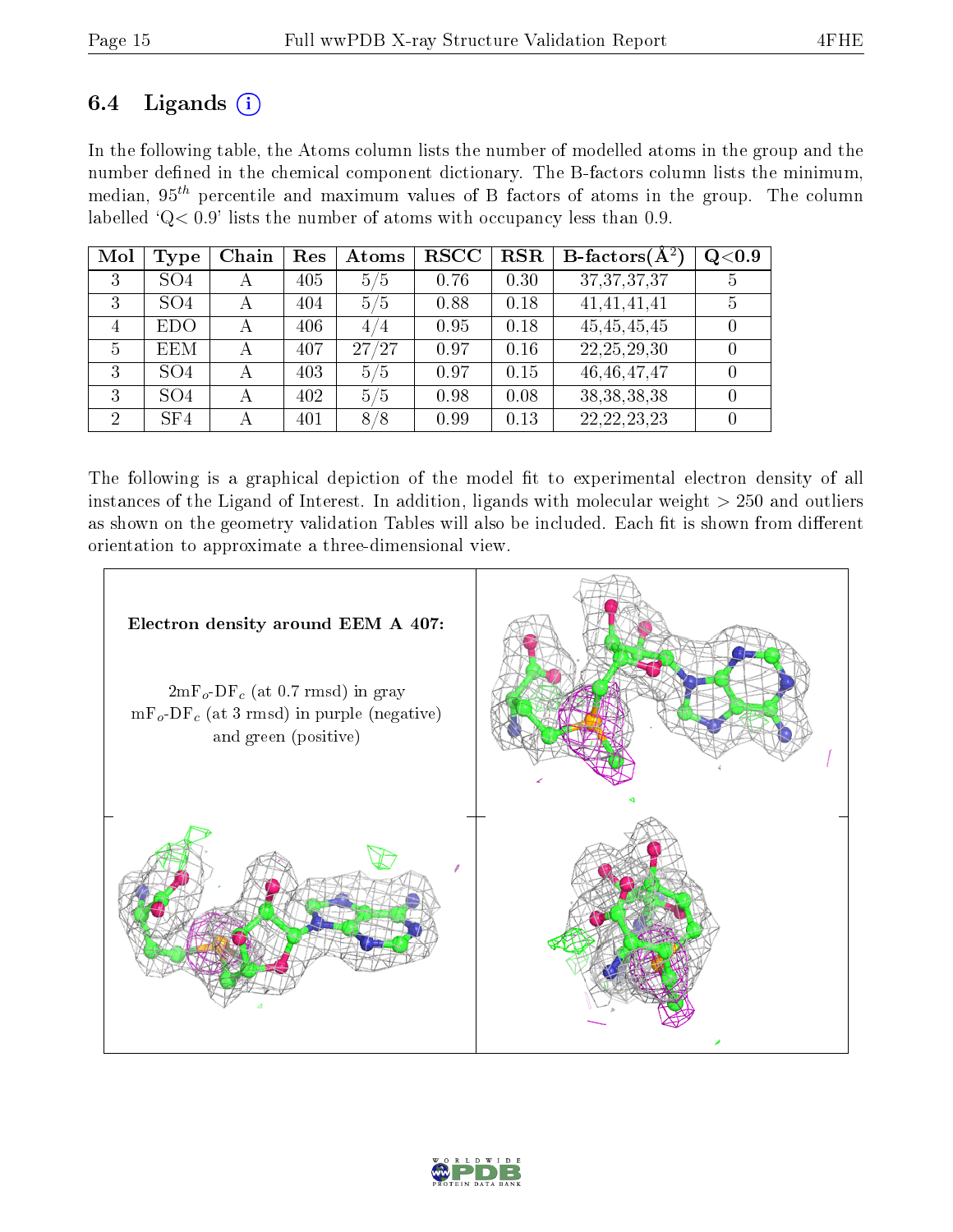## 6.4 Ligands ⓘ

In the following table, the Atoms column lists the number of modelled atoms in the group and the number defined in the chemical component dictionary. The B-factors column lists the minimum, median, $95^{th}$ percentile and maximum values of B factors of atoms in the group. The column labelled 'Q< 0.9' lists the number of atoms with occupancy less than 0.9.

| Mol | Type | Chain | Res | Atoms | RSCC | RSR | B-factors($\AA^2$) | Q<0.9 |
|---|---|---|---|---|---|---|---|---|
| 3 | SO4 | A | 405 | 5/5 | 0.76 | 0.30 | 37,37,37,37 | 5 |
| 3 | SO4 | A | 404 | 5/5 | 0.88 | 0.18 | 41,41,41,41 | 5 |
| 4 | EDO | A | 406 | 4/4 | 0.95 | 0.18 | 45,45,45,45 | 0 |
| 5 | EEM | A | 407 | 27/27 | 0.97 | 0.16 | 22,25,29,30 | 0 |
| 3 | SO4 | A | 403 | 5/5 | 0.97 | 0.15 | 46,46,47,47 | 0 |
| 3 | SO4 | A | 402 | 5/5 | 0.98 | 0.08 | 38,38,38,38 | 0 |
| 2 | SF4 | A | 401 | 8/8 | 0.99 | 0.13 | 22,22,23,23 | 0 |

The following is a graphical depiction of the model fit to experimental electron density of all instances of the Ligand of Interest. In addition, ligands with molecular weight > 250 and outliers as shown on the geometry validation Tables will also be included. Each fit is shown from different orientation to approximate a three-dimensional view.

**Electron density around EEM A 407:**

$2mF_o$-$DF_c$ (at 0.7 rmsd) in gray
$mF_o$-$DF_c$ (at 3 rmsd) in purple (negative) and green (positive)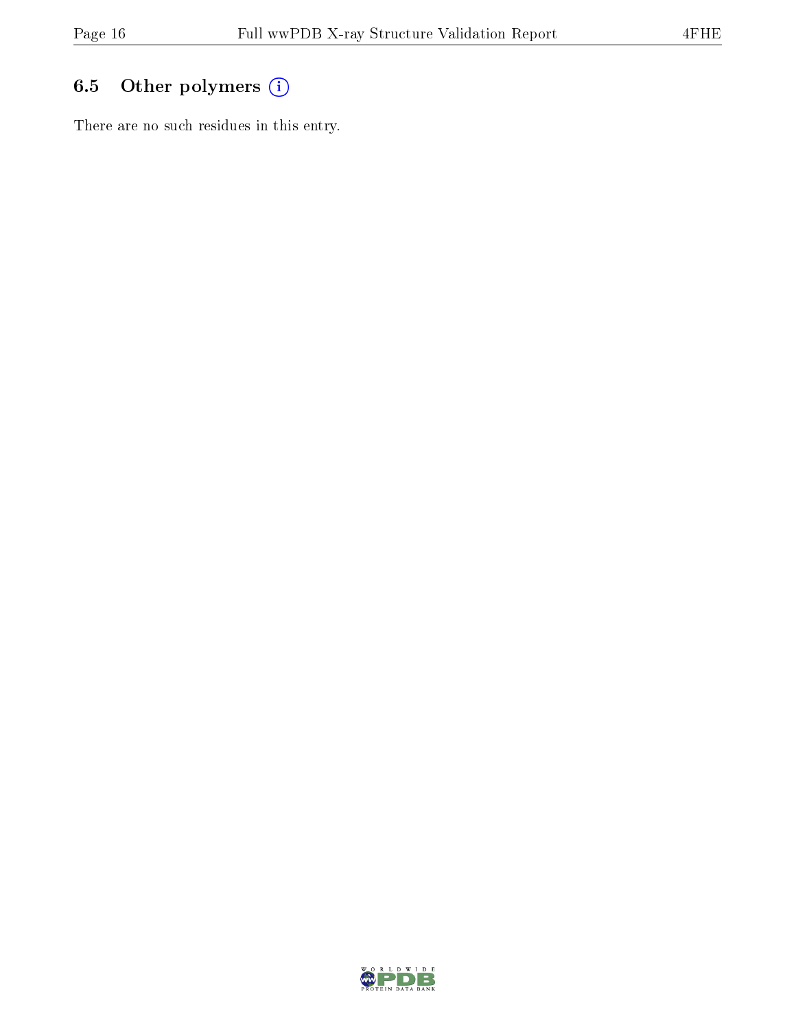### 6.5 Other polymers

There are no such residues in this entry.